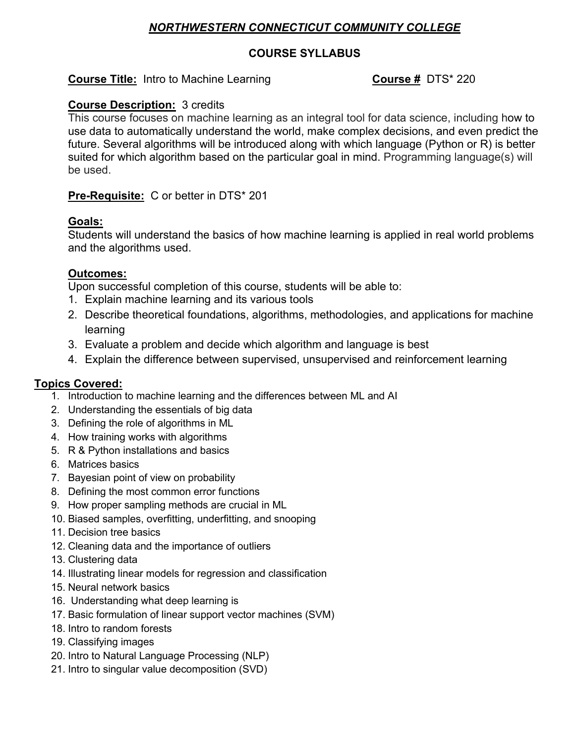# ***NORTHWESTERN CONNECTICUT COMMUNITY COLLEGE***

## COURSE SYLLABUS

**Course Title:** Intro to Machine Learning **Course #** DTS* 220

**Course Description:** 3 credits
This course focuses on machine learning as an integral tool for data science, including how to use data to automatically understand the world, make complex decisions, and even predict the future. Several algorithms will be introduced along with which language (Python or R) is better suited for which algorithm based on the particular goal in mind. Programming language(s) will be used.

**Pre-Requisite:** C or better in DTS* 201

**Goals:**
Students will understand the basics of how machine learning is applied in real world problems and the algorithms used.

**Outcomes:**
Upon successful completion of this course, students will be able to:

1. Explain machine learning and its various tools
2. Describe theoretical foundations, algorithms, methodologies, and applications for machine learning
3. Evaluate a problem and decide which algorithm and language is best
4. Explain the difference between supervised, unsupervised and reinforcement learning

**Topics Covered:**

1. Introduction to machine learning and the differences between ML and AI
2. Understanding the essentials of big data
3. Defining the role of algorithms in ML
4. How training works with algorithms
5. R & Python installations and basics
6. Matrices basics
7. Bayesian point of view on probability
8. Defining the most common error functions
9. How proper sampling methods are crucial in ML
10. Biased samples, overfitting, underfitting, and snooping
11. Decision tree basics
12. Cleaning data and the importance of outliers
13. Clustering data
14. Illustrating linear models for regression and classification
15. Neural network basics
16. Understanding what deep learning is
17. Basic formulation of linear support vector machines (SVM)
18. Intro to random forests
19. Classifying images
20. Intro to Natural Language Processing (NLP)
21. Intro to singular value decomposition (SVD)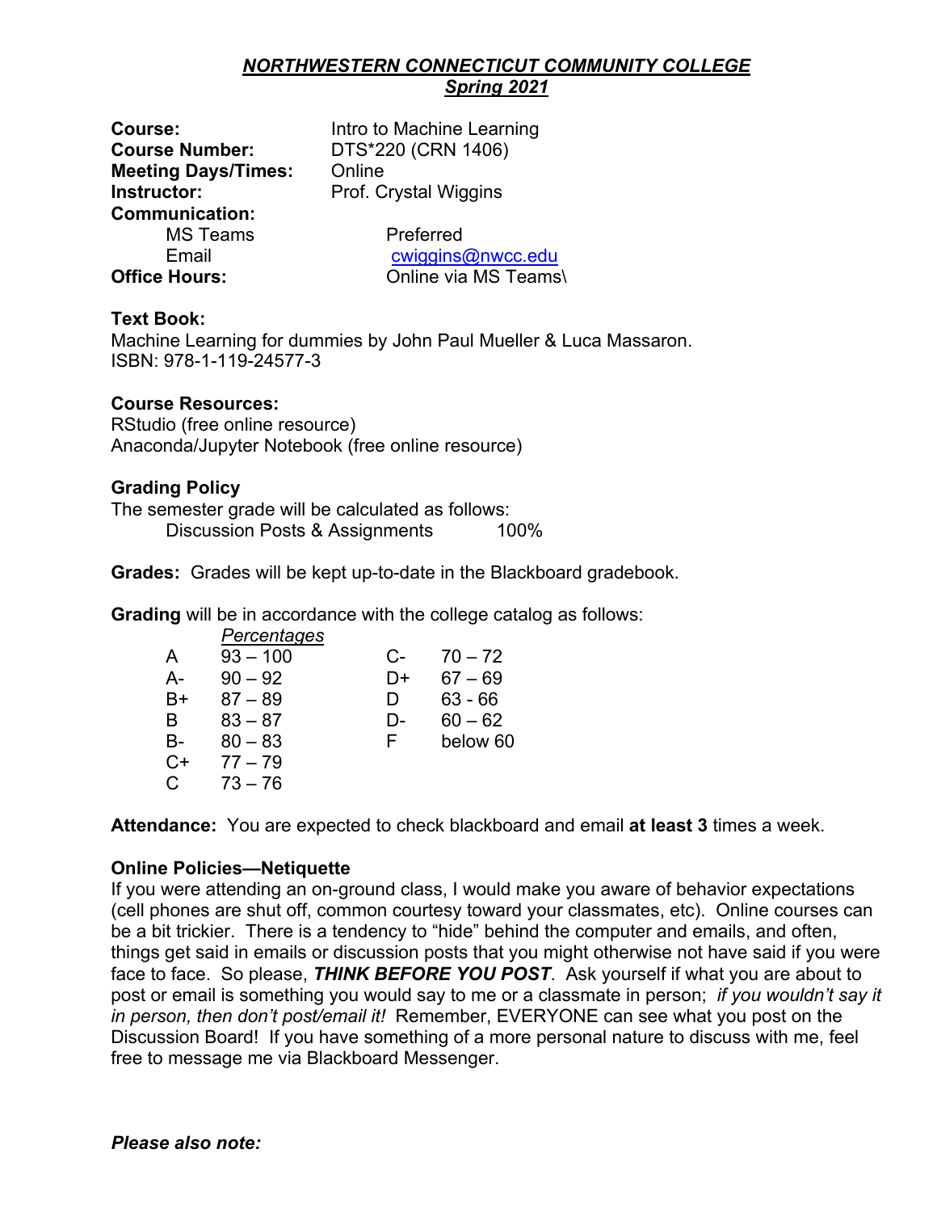***NORTHWESTERN CONNECTICUT COMMUNITY COLLEGE***
***Spring 2021***

**Course:** Intro to Machine Learning
**Course Number:** DTS*220 (CRN 1406)
**Meeting Days/Times:** Online
**Instructor:** Prof. Crystal Wiggins
**Communication:**
MS Teams Preferred
Email cwiggins@nwcc.edu
**Office Hours:** Online via MS Teams\

**Text Book:**
Machine Learning for dummies by John Paul Mueller & Luca Massaron.
ISBN: 978-1-119-24577-3

**Course Resources:**
RStudio (free online resource)
Anaconda/Jupyter Notebook (free online resource)

**Grading Policy**
The semester grade will be calculated as follows:
Discussion Posts & Assignments 100%

**Grades:** Grades will be kept up-to-date in the Blackboard gradebook.

**Grading** will be in accordance with the college catalog as follows:

| | *Percentages* | | |
|---|---|---|---|
| A | 93 – 100 | C- | 70 – 72 |
| A- | 90 – 92 | D+ | 67 – 69 |
| B+ | 87 – 89 | D | 63 - 66 |
| B | 83 – 87 | D- | 60 – 62 |
| B- | 80 – 83 | F | below 60 |
| C+ | 77 – 79 | | |
| C | 73 – 76 | | |

**Attendance:** You are expected to check blackboard and email **at least 3** times a week.

**Online Policies—Netiquette**
If you were attending an on-ground class, I would make you aware of behavior expectations (cell phones are shut off, common courtesy toward your classmates, etc). Online courses can be a bit trickier. There is a tendency to "hide" behind the computer and emails, and often, things get said in emails or discussion posts that you might otherwise not have said if you were face to face. So please, ***THINK BEFORE YOU POST***. Ask yourself if what you are about to post or email is something you would say to me or a classmate in person; *if you wouldn't say it in person, then don't post/email it!* Remember, EVERYONE can see what you post on the Discussion Board! If you have something of a more personal nature to discuss with me, feel free to message me via Blackboard Messenger.

***Please also note:***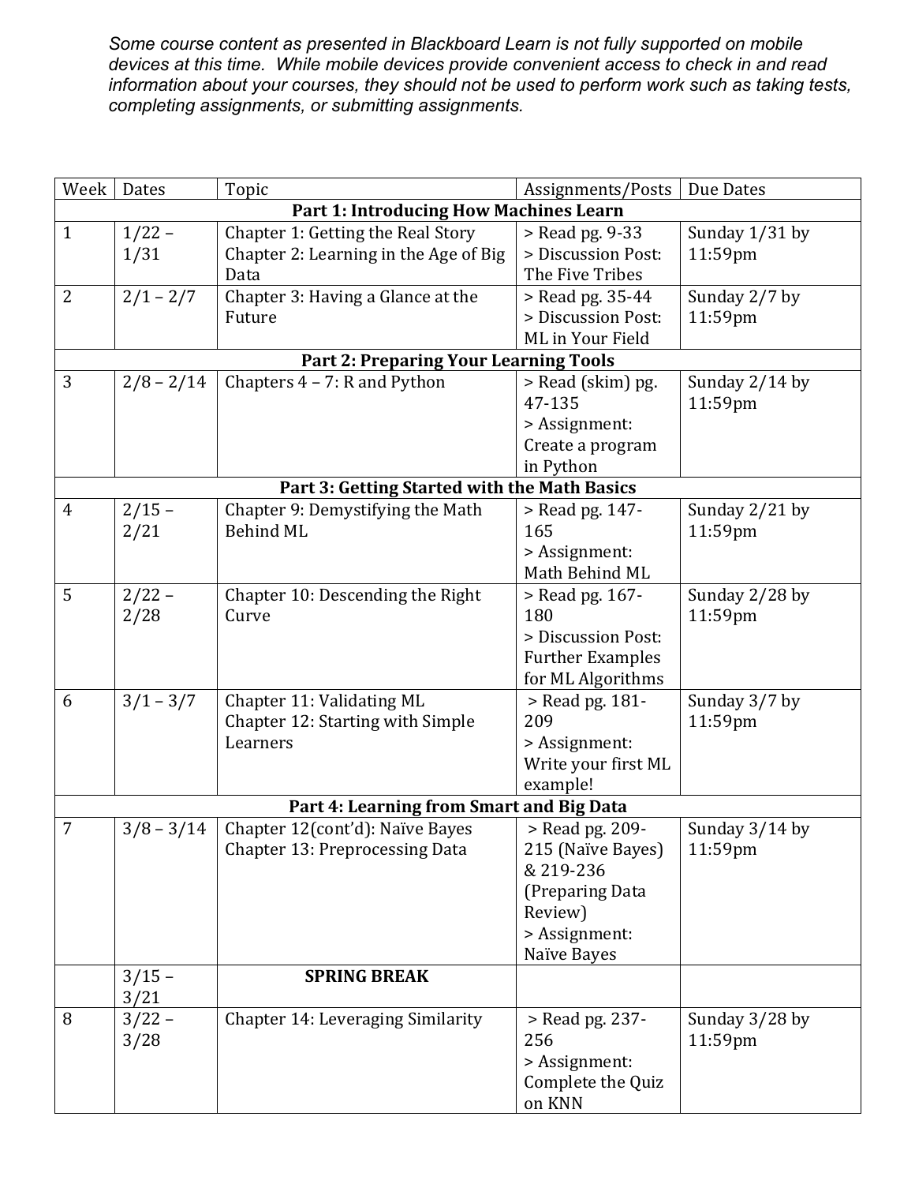*Some course content as presented in Blackboard Learn is not fully supported on mobile devices at this time. While mobile devices provide convenient access to check in and read information about your courses, they should not be used to perform work such as taking tests, completing assignments, or submitting assignments.*

| Week | Dates | Topic | Assignments/Posts | Due Dates |
|---|---|---|---|---|
| **Part 1: Introducing How Machines Learn** | | | | |
| 1 | 1/22 – 1/31 | Chapter 1: Getting the Real Story<br>Chapter 2: Learning in the Age of Big Data | > Read pg. 9-33<br>> Discussion Post: The Five Tribes | Sunday 1/31 by 11:59pm |
| 2 | 2/1 – 2/7 | Chapter 3: Having a Glance at the Future | > Read pg. 35-44<br>> Discussion Post: ML in Your Field | Sunday 2/7 by 11:59pm |
| **Part 2: Preparing Your Learning Tools** | | | | |
| 3 | 2/8 – 2/14 | Chapters 4 – 7: R and Python | > Read (skim) pg. 47-135<br>> Assignment: Create a program in Python | Sunday 2/14 by 11:59pm |
| **Part 3: Getting Started with the Math Basics** | | | | |
| 4 | 2/15 – 2/21 | Chapter 9: Demystifying the Math Behind ML | > Read pg. 147-165<br>> Assignment: Math Behind ML | Sunday 2/21 by 11:59pm |
| 5 | 2/22 – 2/28 | Chapter 10: Descending the Right Curve | > Read pg. 167-180<br>> Discussion Post: Further Examples for ML Algorithms | Sunday 2/28 by 11:59pm |
| 6 | 3/1 – 3/7 | Chapter 11: Validating ML<br>Chapter 12: Starting with Simple Learners | > Read pg. 181-209<br>> Assignment: Write your first ML example! | Sunday 3/7 by 11:59pm |
| **Part 4: Learning from Smart and Big Data** | | | | |
| 7 | 3/8 – 3/14 | Chapter 12(cont'd): Naïve Bayes<br>Chapter 13: Preprocessing Data | > Read pg. 209-215 (Naïve Bayes) & 219-236 (Preparing Data Review)<br>> Assignment: Naïve Bayes | Sunday 3/14 by 11:59pm |
| | 3/15 – 3/21 | **SPRING BREAK** | | |
| 8 | 3/22 – 3/28 | Chapter 14: Leveraging Similarity | > Read pg. 237-256<br>> Assignment: Complete the Quiz on KNN | Sunday 3/28 by 11:59pm |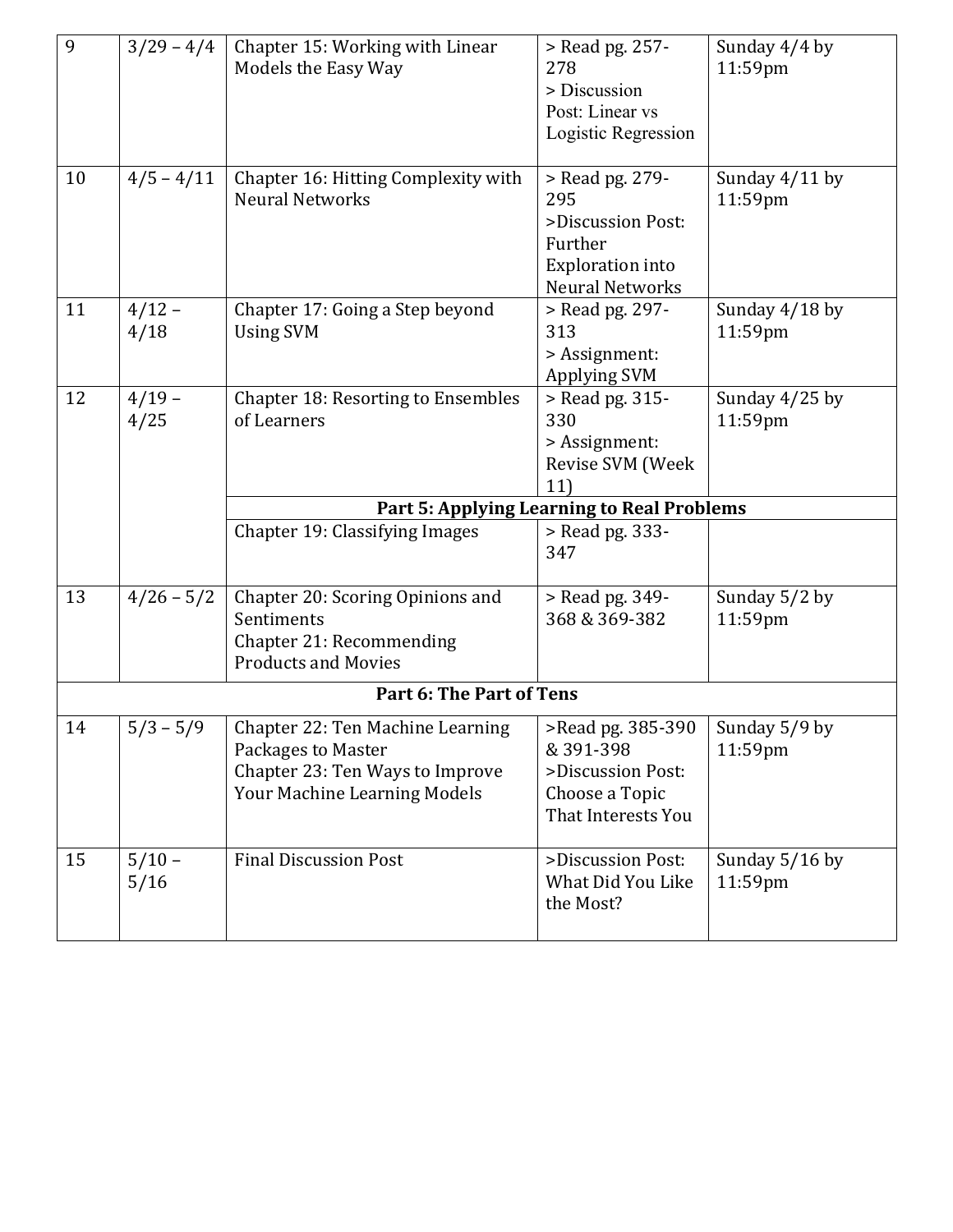| | | | | |
|---|---|---|---|---|
| 9 | 3/29 – 4/4 | Chapter 15: Working with Linear Models the Easy Way | > Read pg. 257-278<br>> Discussion Post: Linear vs Logistic Regression | Sunday 4/4 by 11:59pm |
| 10 | 4/5 – 4/11 | Chapter 16: Hitting Complexity with Neural Networks | > Read pg. 279-295<br>>Discussion Post: Further Exploration into Neural Networks | Sunday 4/11 by 11:59pm |
| 11 | 4/12 – 4/18 | Chapter 17: Going a Step beyond Using SVM | > Read pg. 297-313<br>> Assignment: Applying SVM | Sunday 4/18 by 11:59pm |
| 12 | 4/19 – 4/25 | Chapter 18: Resorting to Ensembles of Learners | > Read pg. 315-330<br>> Assignment: Revise SVM (Week 11) | Sunday 4/25 by 11:59pm |
| | | **Part 5: Applying Learning to Real Problems** | | |
| | | Chapter 19: Classifying Images | > Read pg. 333-347 | |
| 13 | 4/26 – 5/2 | Chapter 20: Scoring Opinions and Sentiments<br>Chapter 21: Recommending Products and Movies | > Read pg. 349-368 & 369-382 | Sunday 5/2 by 11:59pm |
| **Part 6: The Part of Tens** | | | | |
| 14 | 5/3 – 5/9 | Chapter 22: Ten Machine Learning Packages to Master<br>Chapter 23: Ten Ways to Improve Your Machine Learning Models | >Read pg. 385-390 & 391-398<br>>Discussion Post: Choose a Topic That Interests You | Sunday 5/9 by 11:59pm |
| 15 | 5/10 – 5/16 | Final Discussion Post | >Discussion Post: What Did You Like the Most? | Sunday 5/16 by 11:59pm |